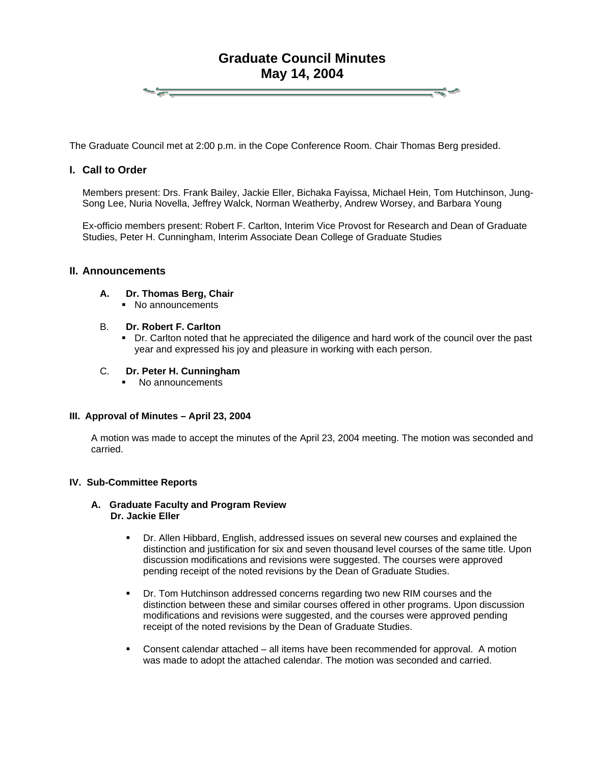# Graduate Council Minutes
# May 14, 2004

The Graduate Council met at 2:00 p.m. in the Cope Conference Room. Chair Thomas Berg presided.

## I. Call to Order

Members present: Drs. Frank Bailey, Jackie Eller, Bichaka Fayissa, Michael Hein, Tom Hutchinson, Jung-Song Lee, Nuria Novella, Jeffrey Walck, Norman Weatherby, Andrew Worsey, and Barbara Young

Ex-officio members present: Robert F. Carlton, Interim Vice Provost for Research and Dean of Graduate Studies, Peter H. Cunningham, Interim Associate Dean College of Graduate Studies

## II. Announcements

**A. Dr. Thomas Berg, Chair**

- No announcements

B. **Dr. Robert F. Carlton**

- Dr. Carlton noted that he appreciated the diligence and hard work of the council over the past year and expressed his joy and pleasure in working with each person.

C. **Dr. Peter H. Cunningham**

- No announcements

### III. Approval of Minutes – April 23, 2004

A motion was made to accept the minutes of the April 23, 2004 meeting. The motion was seconded and carried.

### IV. Sub-Committee Reports

**A. Graduate Faculty and Program Review**
**Dr. Jackie Eller**

- Dr. Allen Hibbard, English, addressed issues on several new courses and explained the distinction and justification for six and seven thousand level courses of the same title. Upon discussion modifications and revisions were suggested. The courses were approved pending receipt of the noted revisions by the Dean of Graduate Studies.
- Dr. Tom Hutchinson addressed concerns regarding two new RIM courses and the distinction between these and similar courses offered in other programs. Upon discussion modifications and revisions were suggested, and the courses were approved pending receipt of the noted revisions by the Dean of Graduate Studies.
- Consent calendar attached – all items have been recommended for approval. A motion was made to adopt the attached calendar. The motion was seconded and carried.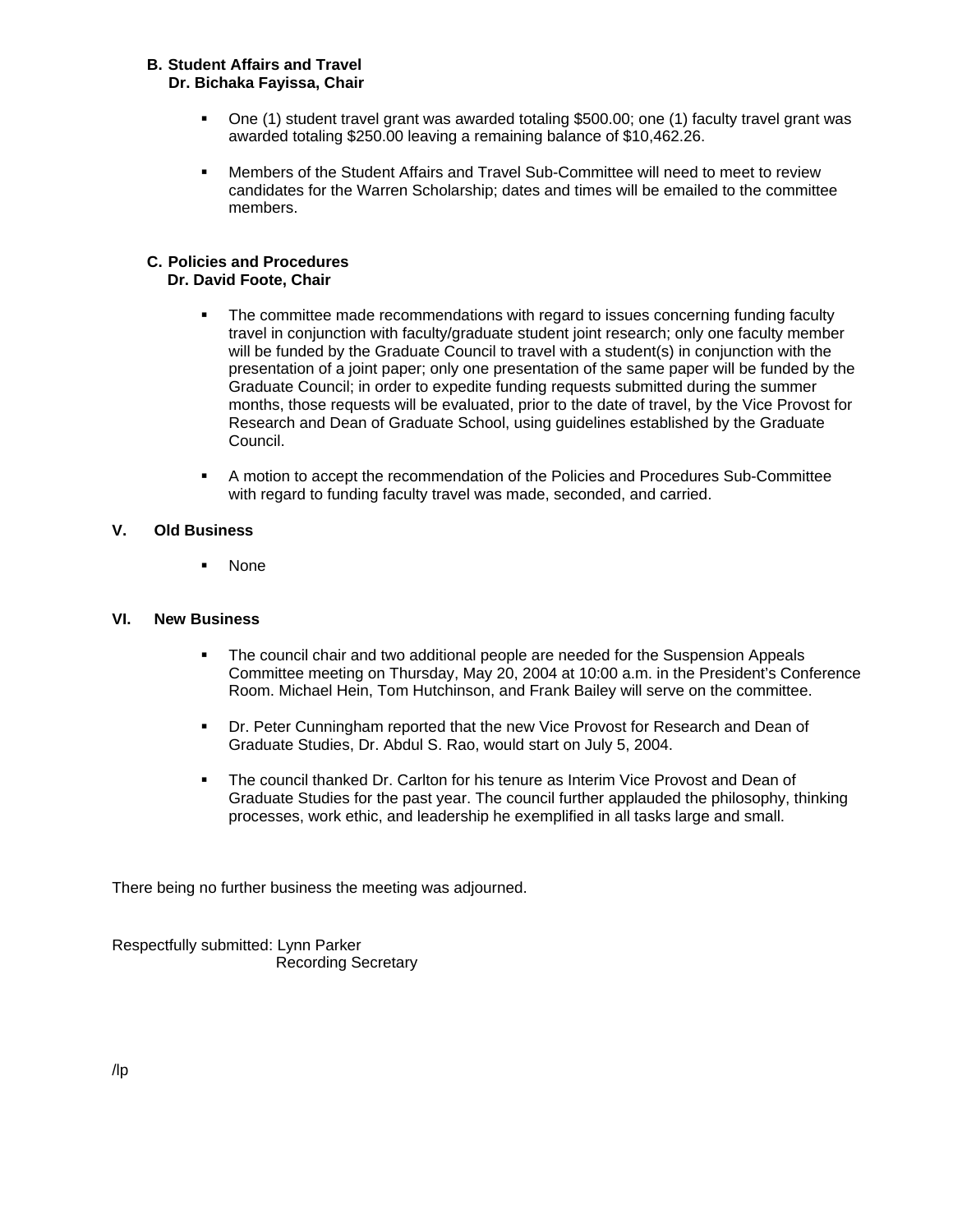**B. Student Affairs and Travel**
**Dr. Bichaka Fayissa, Chair**

- One (1) student travel grant was awarded totaling $500.00; one (1) faculty travel grant was awarded totaling $250.00 leaving a remaining balance of $10,462.26.

- Members of the Student Affairs and Travel Sub-Committee will need to meet to review candidates for the Warren Scholarship; dates and times will be emailed to the committee members.

**C. Policies and Procedures**
**Dr. David Foote, Chair**

- The committee made recommendations with regard to issues concerning funding faculty travel in conjunction with faculty/graduate student joint research; only one faculty member will be funded by the Graduate Council to travel with a student(s) in conjunction with the presentation of a joint paper; only one presentation of the same paper will be funded by the Graduate Council; in order to expedite funding requests submitted during the summer months, those requests will be evaluated, prior to the date of travel, by the Vice Provost for Research and Dean of Graduate School, using guidelines established by the Graduate Council.

- A motion to accept the recommendation of the Policies and Procedures Sub-Committee with regard to funding faculty travel was made, seconded, and carried.

## V. Old Business

- None

## VI. New Business

- The council chair and two additional people are needed for the Suspension Appeals Committee meeting on Thursday, May 20, 2004 at 10:00 a.m. in the President's Conference Room. Michael Hein, Tom Hutchinson, and Frank Bailey will serve on the committee.

- Dr. Peter Cunningham reported that the new Vice Provost for Research and Dean of Graduate Studies, Dr. Abdul S. Rao, would start on July 5, 2004.

- The council thanked Dr. Carlton for his tenure as Interim Vice Provost and Dean of Graduate Studies for the past year. The council further applauded the philosophy, thinking processes, work ethic, and leadership he exemplified in all tasks large and small.

There being no further business the meeting was adjourned.

Respectfully submitted: Lynn Parker
Recording Secretary

/lp